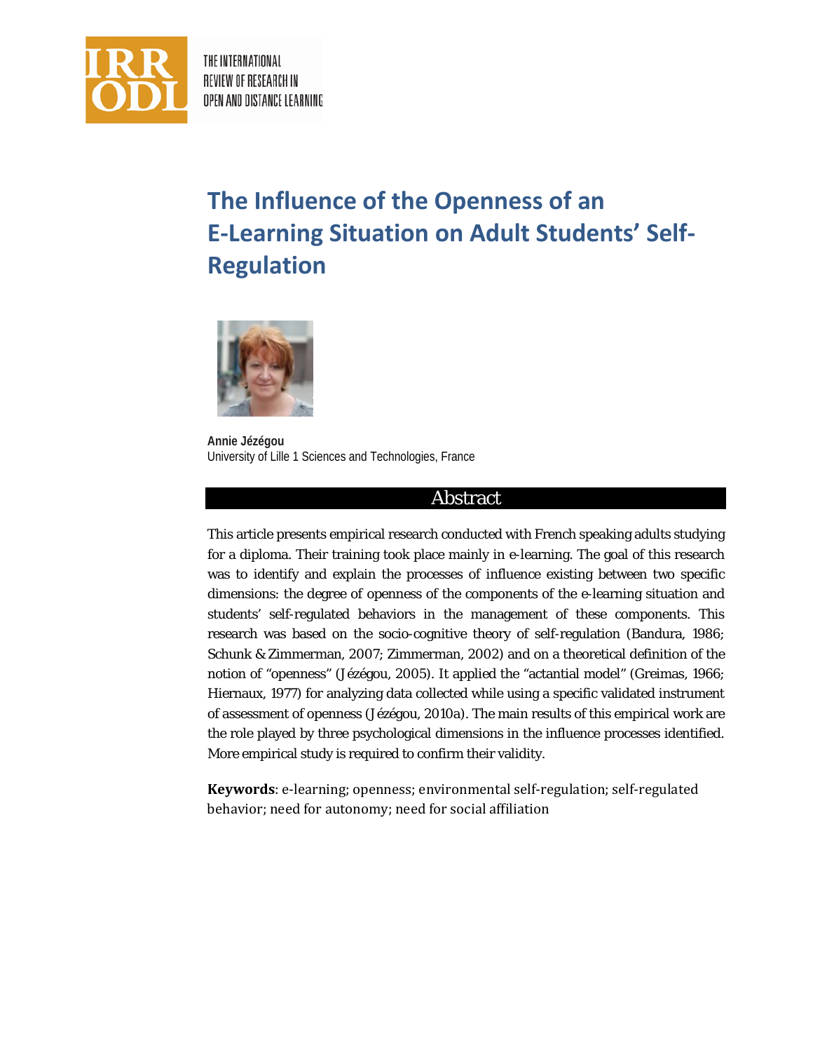# The Influence of the Openness of an E-Learning Situation on Adult Students' Self-Regulation

**Annie Jézégou**
University of Lille 1 Sciences and Technologies, France

## Abstract

This article presents empirical research conducted with French speaking adults studying for a diploma. Their training took place mainly in e-learning. The goal of this research was to identify and explain the processes of influence existing between two specific dimensions: the degree of openness of the components of the e-learning situation and students' self-regulated behaviors in the management of these components. This research was based on the socio-cognitive theory of self-regulation (Bandura, 1986; Schunk & Zimmerman, 2007; Zimmerman, 2002) and on a theoretical definition of the notion of "openness" (Jézégou, 2005). It applied the "actantial model" (Greimas, 1966; Hiernaux, 1977) for analyzing data collected while using a specific validated instrument of assessment of openness (Jézégou, 2010a). The main results of this empirical work are the role played by three psychological dimensions in the influence processes identified. More empirical study is required to confirm their validity.

**Keywords**: e-learning; openness; environmental self-regulation; self-regulated behavior; need for autonomy; need for social affiliation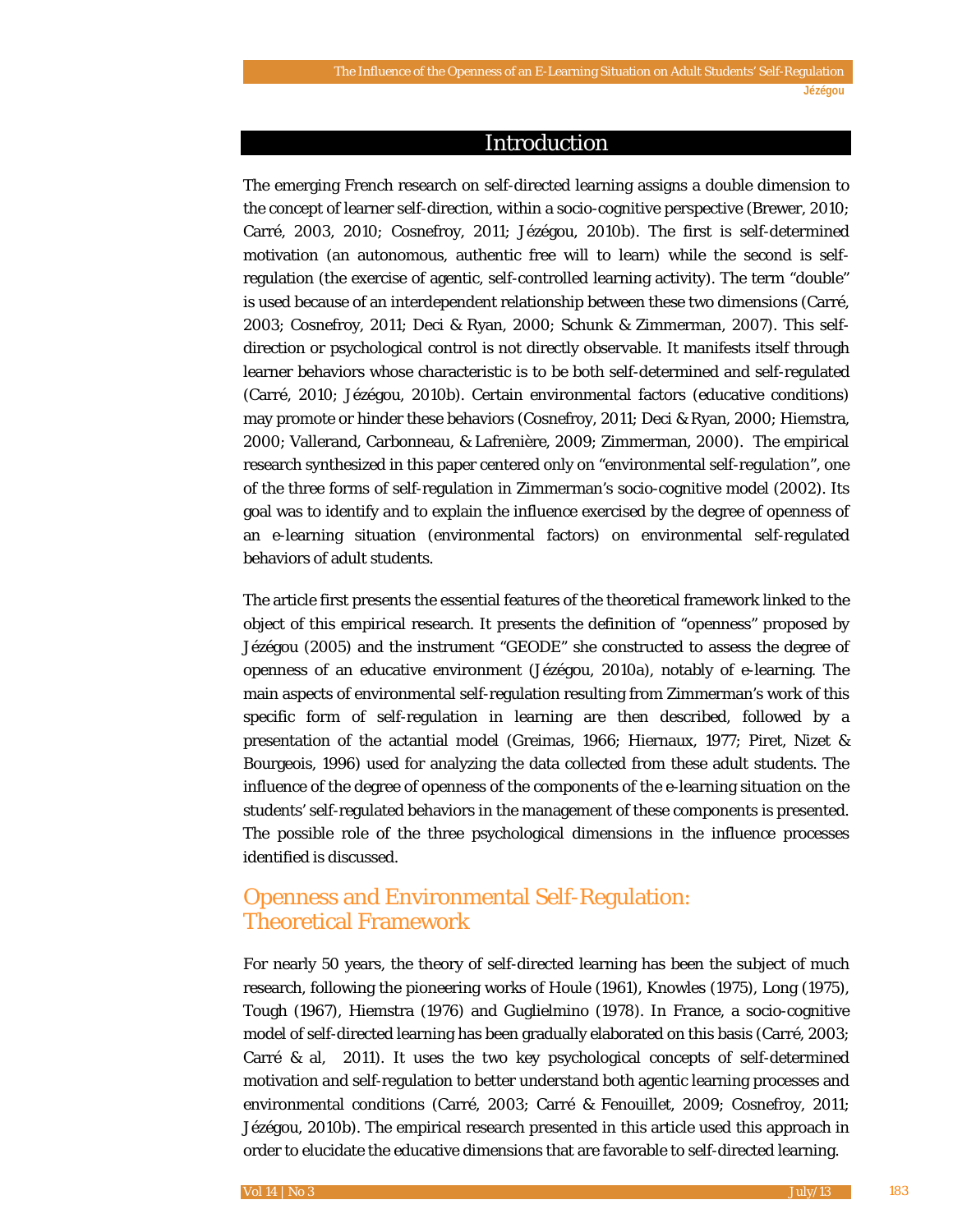## Introduction

The emerging French research on self-directed learning assigns a double dimension to the concept of learner self-direction, within a socio-cognitive perspective (Brewer, 2010; Carré, 2003, 2010; Cosnefroy, 2011; Jézégou, 2010b). The first is self-determined motivation (an autonomous, authentic free will to learn) while the second is self-regulation (the exercise of agentic, self-controlled learning activity). The term "double" is used because of an interdependent relationship between these two dimensions (Carré, 2003; Cosnefroy, 2011; Deci & Ryan, 2000; Schunk & Zimmerman, 2007). This self-direction or psychological control is not directly observable. It manifests itself through learner behaviors whose characteristic is to be both self-determined and self-regulated (Carré, 2010; Jézégou, 2010b). Certain environmental factors (educative conditions) may promote or hinder these behaviors (Cosnefroy, 2011; Deci & Ryan, 2000; Hiemstra, 2000; Vallerand, Carbonneau, & Lafrenière, 2009; Zimmerman, 2000). The empirical research synthesized in this paper centered only on "environmental self-regulation", one of the three forms of self-regulation in Zimmerman's socio-cognitive model (2002). Its goal was to identify and to explain the influence exercised by the degree of openness of an e-learning situation (environmental factors) on environmental self-regulated behaviors of adult students.

The article first presents the essential features of the theoretical framework linked to the object of this empirical research. It presents the definition of "openness" proposed by Jézégou (2005) and the instrument "GEODE" she constructed to assess the degree of openness of an educative environment (Jézégou, 2010a), notably of e-learning. The main aspects of environmental self-regulation resulting from Zimmerman's work of this specific form of self-regulation in learning are then described, followed by a presentation of the actantial model (Greimas, 1966; Hiernaux, 1977; Piret, Nizet & Bourgeois, 1996) used for analyzing the data collected from these adult students. The influence of the degree of openness of the components of the e-learning situation on the students' self-regulated behaviors in the management of these components is presented. The possible role of the three psychological dimensions in the influence processes identified is discussed.

## Openness and Environmental Self-Regulation: Theoretical Framework

For nearly 50 years, the theory of self-directed learning has been the subject of much research, following the pioneering works of Houle (1961), Knowles (1975), Long (1975), Tough (1967), Hiemstra (1976) and Guglielmino (1978). In France, a socio-cognitive model of self-directed learning has been gradually elaborated on this basis (Carré, 2003; Carré & al, 2011). It uses the two key psychological concepts of self-determined motivation and self-regulation to better understand both agentic learning processes and environmental conditions (Carré, 2003; Carré & Fenouillet, 2009; Cosnefroy, 2011; Jézégou, 2010b). The empirical research presented in this article used this approach in order to elucidate the educative dimensions that are favorable to self-directed learning.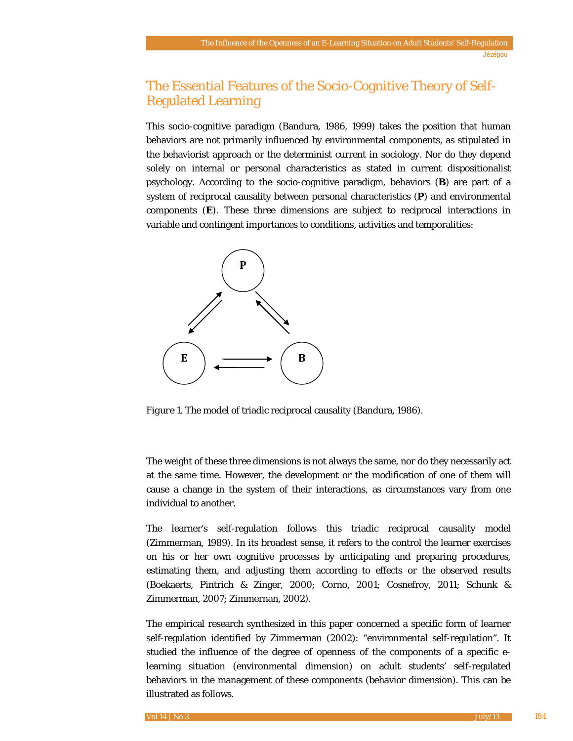## The Essential Features of the Socio-Cognitive Theory of Self-Regulated Learning

This socio-cognitive paradigm (Bandura, 1986, 1999) takes the position that human behaviors are not primarily influenced by environmental components, as stipulated in the behaviorist approach or the determinist current in sociology. Nor do they depend solely on internal or personal characteristics as stated in current dispositionalist psychology. According to the socio-cognitive paradigm, behaviors (**B**) are part of a system of reciprocal causality between personal characteristics (**P**) and environmental components (**E**). These three dimensions are subject to reciprocal interactions in variable and contingent importances to conditions, activities and temporalities:

*Figure 1.* The model of triadic reciprocal causality (Bandura, 1986).

The weight of these three dimensions is not always the same, nor do they necessarily act at the same time. However, the development or the modification of one of them will cause a change in the system of their interactions, as circumstances vary from one individual to another.

The learner's self-regulation follows this triadic reciprocal causality model (Zimmerman, 1989). In its broadest sense, it refers to the control the learner exercises on his or her own cognitive processes by anticipating and preparing procedures, estimating them, and adjusting them according to effects or the observed results (Boekaerts, Pintrich & Zinger, 2000; Corno, 2001; Cosnefroy, 2011; Schunk & Zimmerman, 2007; Zimmernan, 2002).

The empirical research synthesized in this paper concerned a specific form of learner self-regulation identified by Zimmerman (2002): "environmental self-regulation". It studied the influence of the degree of openness of the components of a specific e-learning situation (environmental dimension) on adult students' self-regulated behaviors in the management of these components (behavior dimension). This can be illustrated as follows.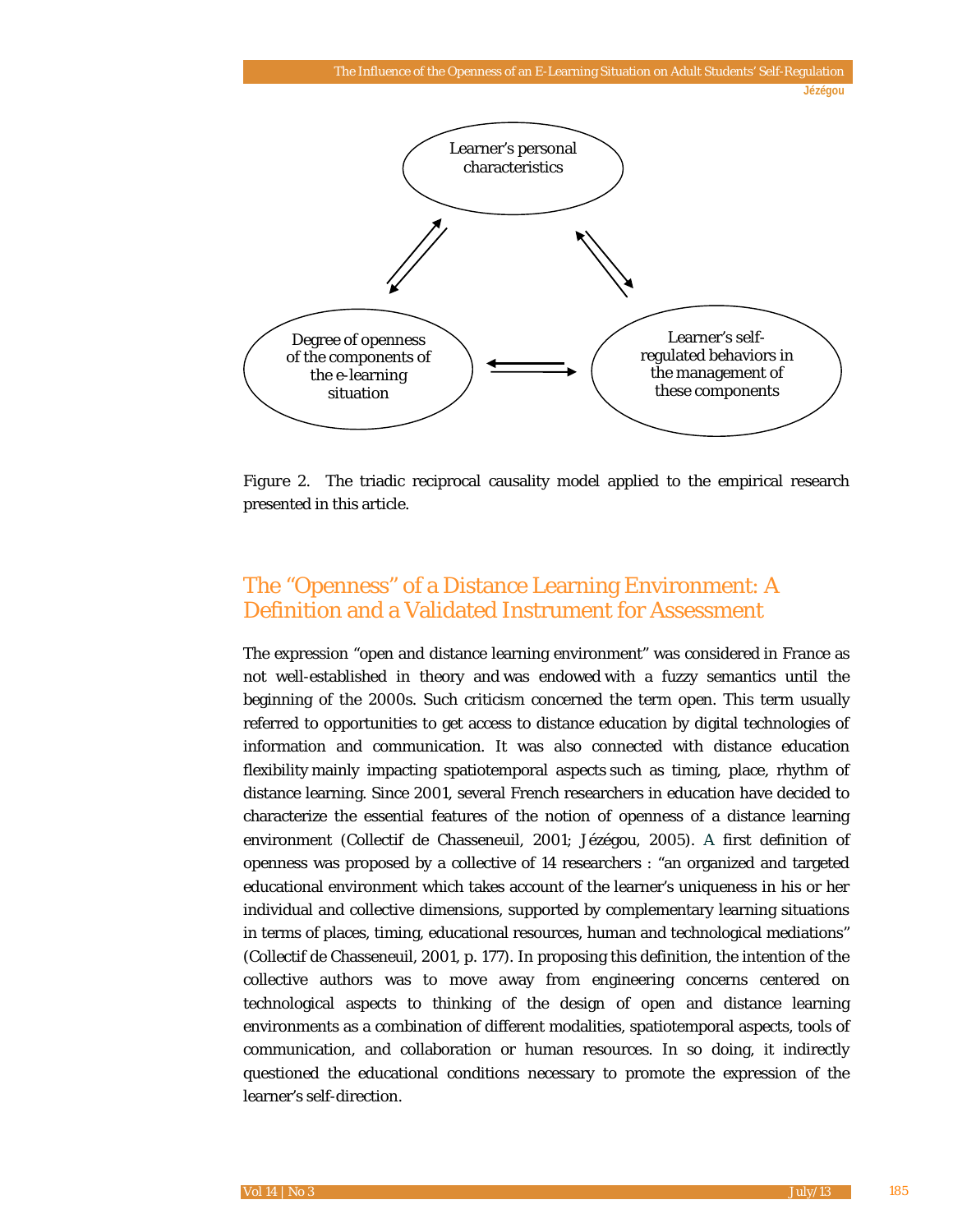Learner's personal characteristics

Degree of openness of the components of the e-learning situation

Learner's self-regulated behaviors in the management of these components

*Figure 2.* The triadic reciprocal causality model applied to the empirical research presented in this article.

## The "Openness" of a Distance Learning Environment: A Definition and a Validated Instrument for Assessment

The expression "open and distance learning environment" was considered in France as not well-established in theory and was endowed with a fuzzy semantics until the beginning of the 2000s. Such criticism concerned the term open. This term usually referred to opportunities to get access to distance education by digital technologies of information and communication. It was also connected with distance education flexibility mainly impacting spatiotemporal aspects such as timing, place, rhythm of distance learning. Since 2001, several French researchers in education have decided to characterize the essential features of the notion of openness of a distance learning environment (Collectif de Chasseneuil, 2001; Jézégou, 2005). A first definition of openness was proposed by a collective of 14 researchers : "an organized and targeted educational environment which takes account of the learner's uniqueness in his or her individual and collective dimensions, supported by complementary learning situations in terms of places, timing, educational resources, human and technological mediations" (Collectif de Chasseneuil, 2001, p. 177). In proposing this definition, the intention of the collective authors was to move away from engineering concerns centered on technological aspects to thinking of the design of open and distance learning environments as a combination of different modalities, spatiotemporal aspects, tools of communication, and collaboration or human resources. In so doing, it indirectly questioned the educational conditions necessary to promote the expression of the learner's self-direction.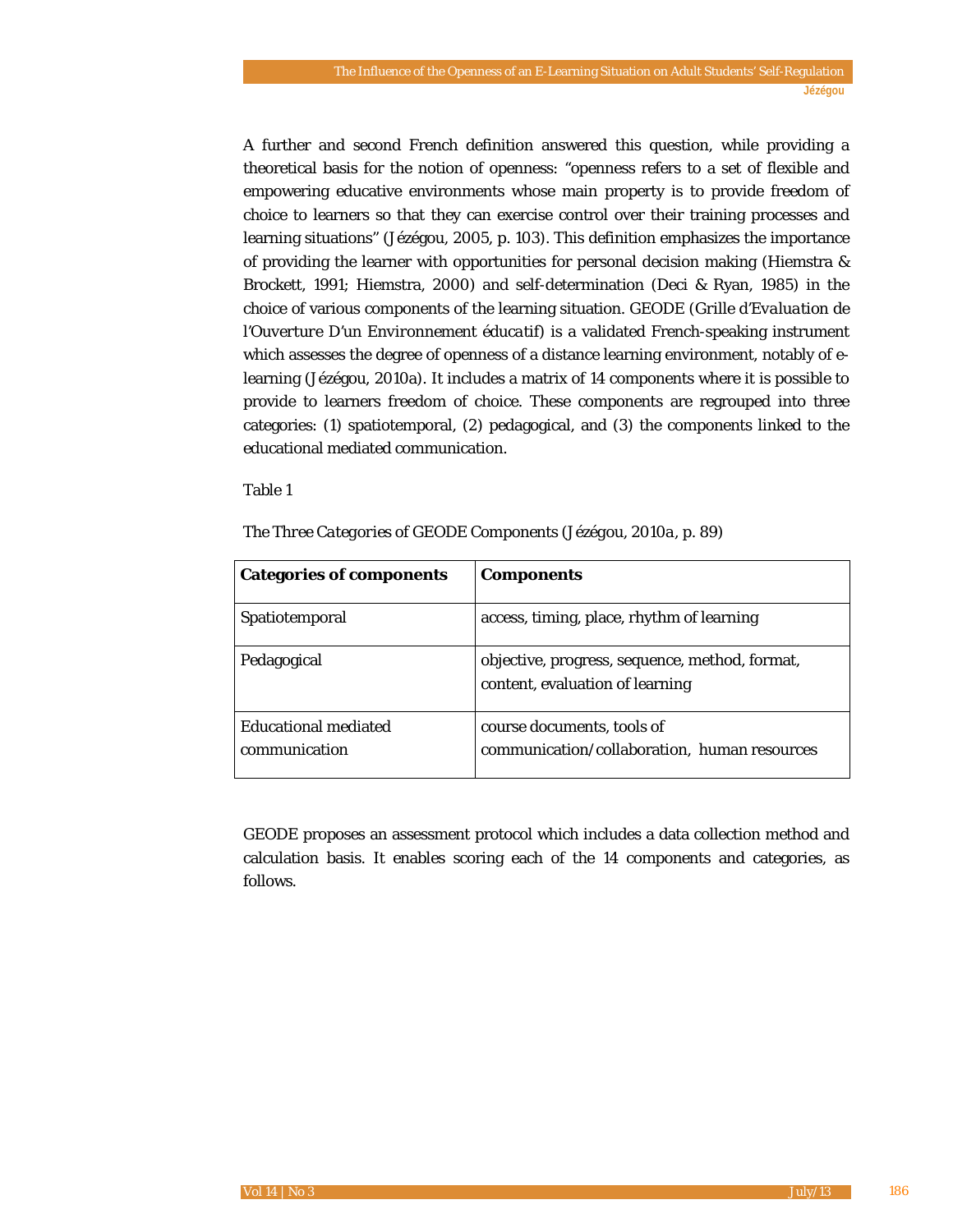A further and second French definition answered this question, while providing a theoretical basis for the notion of openness: "openness refers to a set of flexible and empowering educative environments whose main property is to provide freedom of choice to learners so that they can exercise control over their training processes and learning situations" (Jézégou, 2005, p. 103). This definition emphasizes the importance of providing the learner with opportunities for personal decision making (Hiemstra & Brockett, 1991; Hiemstra, 2000) and self-determination (Deci & Ryan, 1985) in the choice of various components of the learning situation. GEODE (*Grille d'Evaluation de l'Ouverture D'un Environnement éducatif*) is a validated French-speaking instrument which assesses the degree of openness of a distance learning environment, notably of e-learning (Jézégou, 2010a). It includes a matrix of 14 components where it is possible to provide to learners freedom of choice. These components are regrouped into three categories: (1) spatiotemporal, (2) pedagogical, and (3) the components linked to the educational mediated communication.

Table 1

*The Three Categories of GEODE Components* (Jézégou, 2010a, p. 89)

| **Categories of components** | **Components** |
|---|---|
| Spatiotemporal | access, timing, place, rhythm of learning |
| Pedagogical | objective, progress, sequence, method, format, content, evaluation of learning |
| Educational mediated communication | course documents, tools of communication/collaboration, human resources |

GEODE proposes an assessment protocol which includes a data collection method and calculation basis. It enables scoring each of the 14 components and categories, as follows.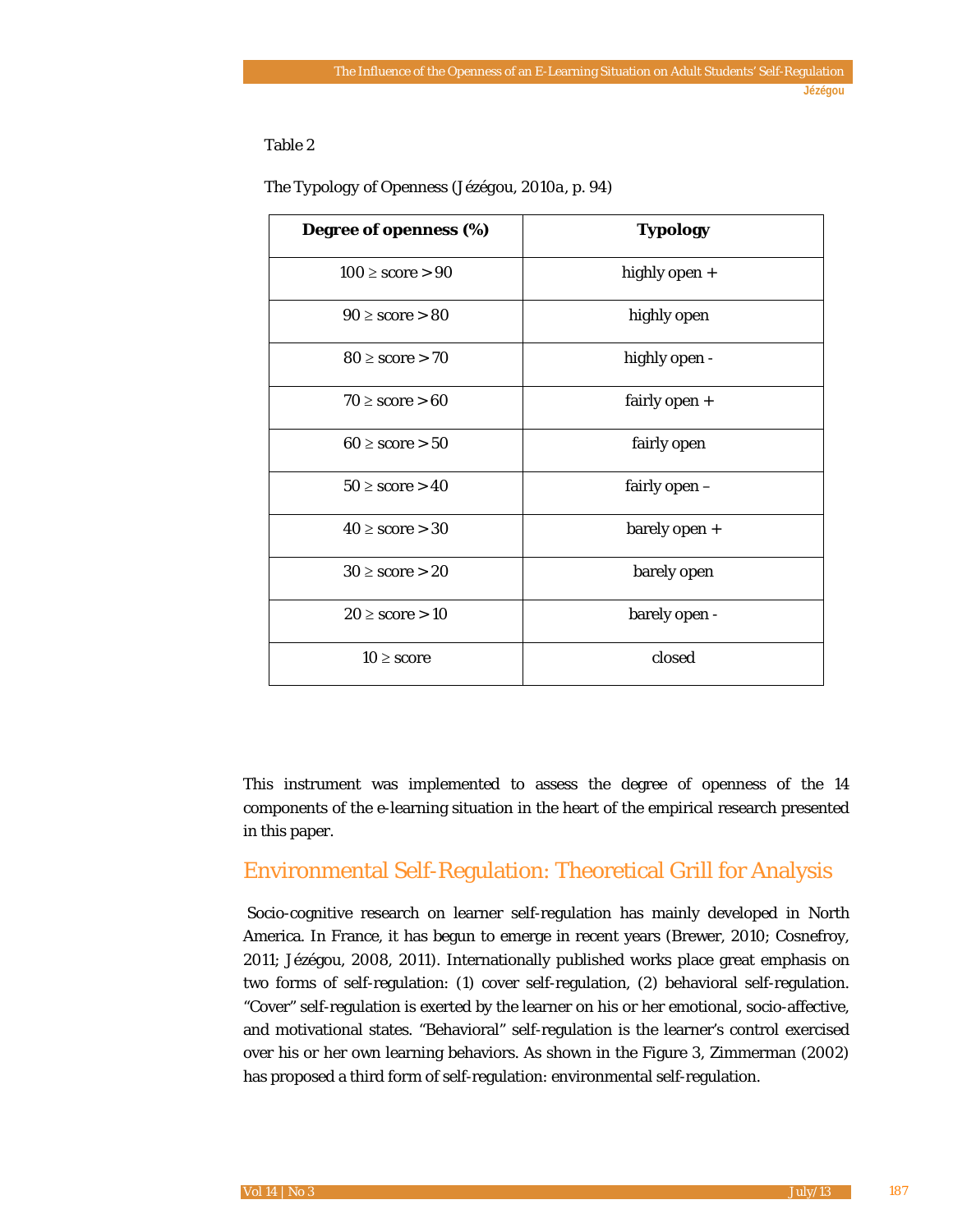Table 2

The Typology of Openness (Jézégou, 2010a, p. 94)

| Degree of openness (%) | Typology |
| --- | --- |
| 100 ≥ score > 90 | highly open + |
| 90 ≥ score > 80 | highly open |
| 80 ≥ score > 70 | highly open - |
| 70 ≥ score > 60 | fairly open + |
| 60 ≥ score > 50 | fairly open |
| 50 ≥ score > 40 | fairly open – |
| 40 ≥ score > 30 | barely open + |
| 30 ≥ score > 20 | barely open |
| 20 ≥ score > 10 | barely open - |
| 10 ≥ score | closed |

This instrument was implemented to assess the degree of openness of the 14 components of the e-learning situation in the heart of the empirical research presented in this paper.

## Environmental Self-Regulation: Theoretical Grill for Analysis

Socio-cognitive research on learner self-regulation has mainly developed in North America. In France, it has begun to emerge in recent years (Brewer, 2010; Cosnefroy, 2011; Jézégou, 2008, 2011). Internationally published works place great emphasis on two forms of self-regulation: (1) cover self-regulation, (2) behavioral self-regulation. "Cover" self-regulation is exerted by the learner on his or her emotional, socio-affective, and motivational states. "Behavioral" self-regulation is the learner's control exercised over his or her own learning behaviors. As shown in the Figure 3, Zimmerman (2002) has proposed a third form of self-regulation: environmental self-regulation.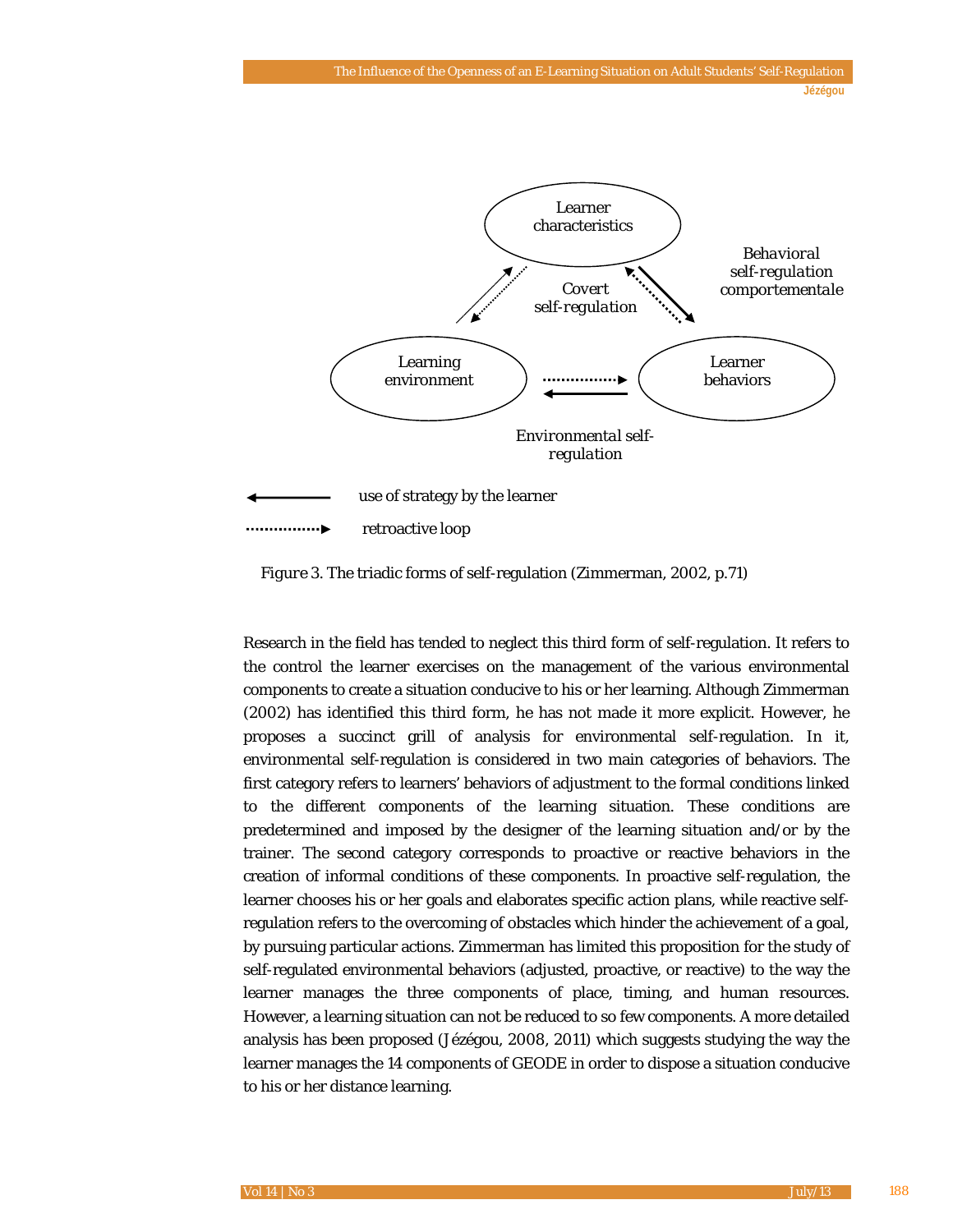*Figure 3.* The triadic forms of self-regulation (Zimmerman, 2002, p.71)

Research in the field has tended to neglect this third form of self-regulation. It refers to the control the learner exercises on the management of the various environmental components to create a situation conducive to his or her learning. Although Zimmerman (2002) has identified this third form, he has not made it more explicit. However, he proposes a succinct grill of analysis for environmental self-regulation. In it, environmental self-regulation is considered in two main categories of behaviors. The first category refers to learners' behaviors of adjustment to the formal conditions linked to the different components of the learning situation. These conditions are predetermined and imposed by the designer of the learning situation and/or by the trainer. The second category corresponds to proactive or reactive behaviors in the creation of informal conditions of these components. In proactive self-regulation, the learner chooses his or her goals and elaborates specific action plans, while reactive self-regulation refers to the overcoming of obstacles which hinder the achievement of a goal, by pursuing particular actions. Zimmerman has limited this proposition for the study of self-regulated environmental behaviors (adjusted, proactive, or reactive) to the way the learner manages the three components of place, timing, and human resources. However, a learning situation can not be reduced to so few components. A more detailed analysis has been proposed (Jézégou, 2008, 2011) which suggests studying the way the learner manages the 14 components of GEODE in order to dispose a situation conducive to his or her distance learning.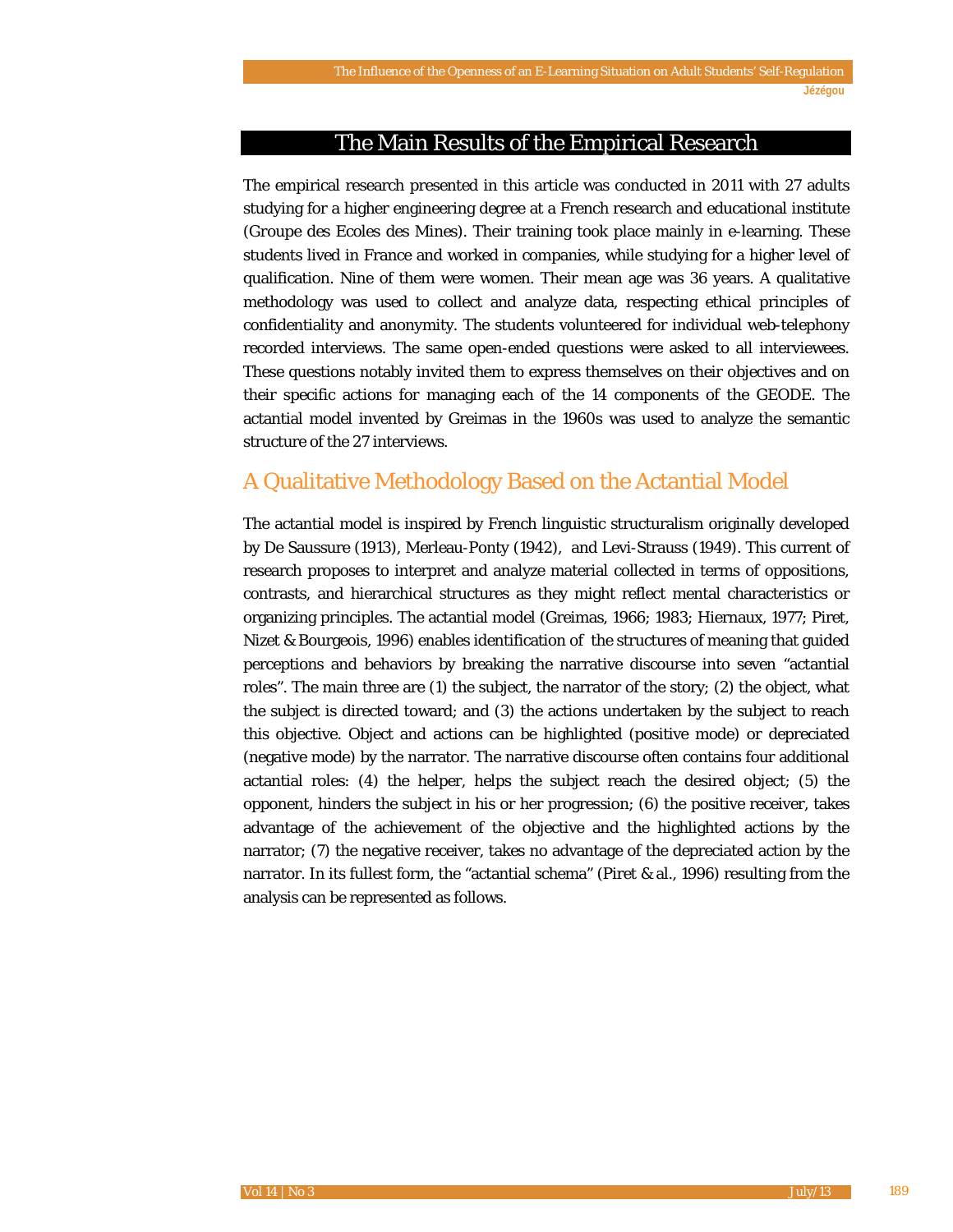## The Main Results of the Empirical Research

The empirical research presented in this article was conducted in 2011 with 27 adults studying for a higher engineering degree at a French research and educational institute (Groupe des Ecoles des Mines). Their training took place mainly in e-learning. These students lived in France and worked in companies, while studying for a higher level of qualification. Nine of them were women. Their mean age was 36 years. A qualitative methodology was used to collect and analyze data, respecting ethical principles of confidentiality and anonymity. The students volunteered for individual web-telephony recorded interviews. The same open-ended questions were asked to all interviewees. These questions notably invited them to express themselves on their objectives and on their specific actions for managing each of the 14 components of the GEODE. The actantial model invented by Greimas in the 1960s was used to analyze the semantic structure of the 27 interviews.

### A Qualitative Methodology Based on the Actantial Model

The actantial model is inspired by French linguistic structuralism originally developed by De Saussure (1913), Merleau-Ponty (1942), and Levi-Strauss (1949). This current of research proposes to interpret and analyze material collected in terms of oppositions, contrasts, and hierarchical structures as they might reflect mental characteristics or organizing principles. The actantial model (Greimas, 1966; 1983; Hiernaux, 1977; Piret, Nizet & Bourgeois, 1996) enables identification of the structures of meaning that guided perceptions and behaviors by breaking the narrative discourse into seven "actantial roles". The main three are (1) the subject, the narrator of the story; (2) the object, what the subject is directed toward; and (3) the actions undertaken by the subject to reach this objective. Object and actions can be highlighted (positive mode) or depreciated (negative mode) by the narrator. The narrative discourse often contains four additional actantial roles: (4) the helper, helps the subject reach the desired object; (5) the opponent, hinders the subject in his or her progression; (6) the positive receiver, takes advantage of the achievement of the objective and the highlighted actions by the narrator; (7) the negative receiver, takes no advantage of the depreciated action by the narrator. In its fullest form, the "actantial schema" (Piret & al., 1996) resulting from the analysis can be represented as follows.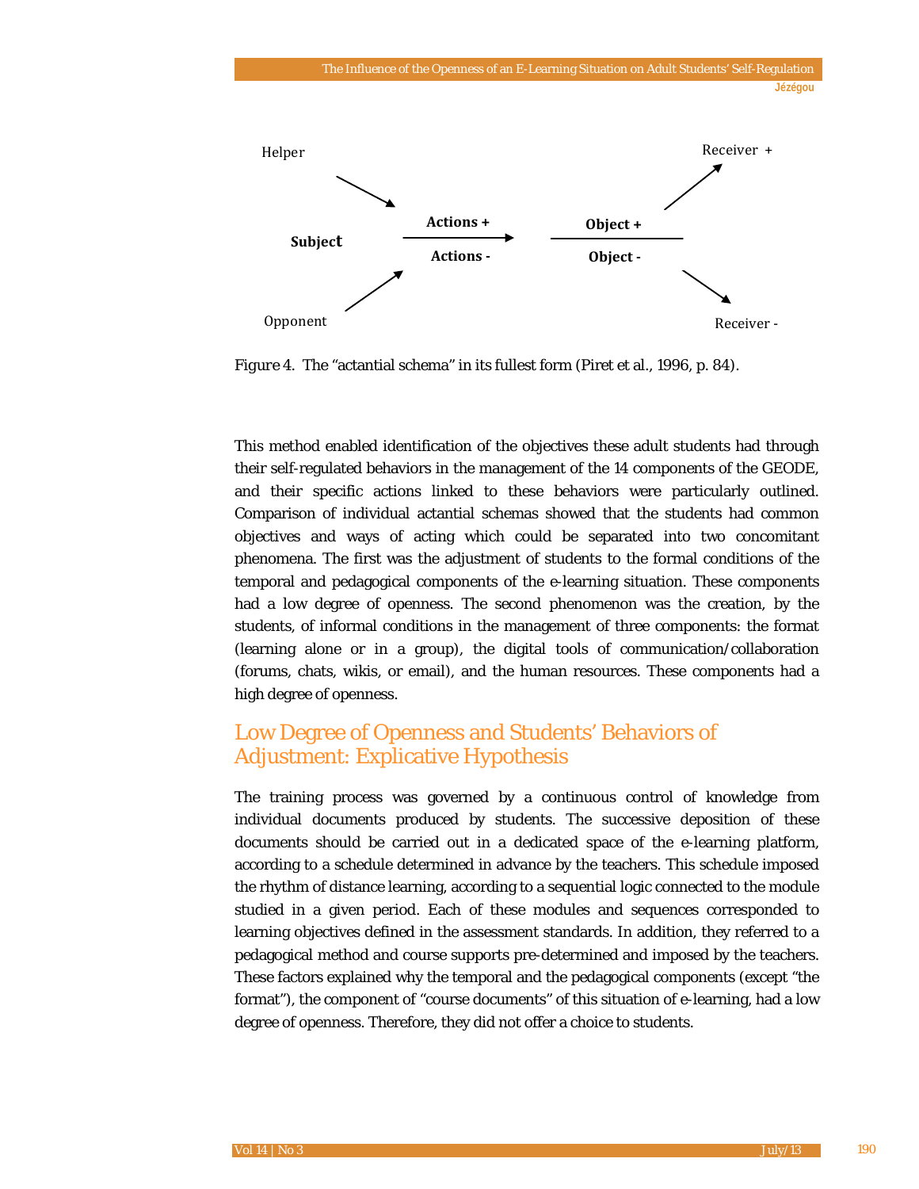Helper

Subject

Opponent

**Actions +**

**Actions -**

**Object +**

**Object -**

Receiver +

Receiver -

*Figure 4*. The "actantial schema" in its fullest form (Piret et al., 1996, p. 84).

This method enabled identification of the objectives these adult students had through their self-regulated behaviors in the management of the 14 components of the GEODE, and their specific actions linked to these behaviors were particularly outlined. Comparison of individual actantial schemas showed that the students had common objectives and ways of acting which could be separated into two concomitant phenomena. The first was the adjustment of students to the formal conditions of the temporal and pedagogical components of the e-learning situation. These components had a low degree of openness. The second phenomenon was the creation, by the students, of informal conditions in the management of three components: the format (learning alone or in a group), the digital tools of communication/collaboration (forums, chats, wikis, or email), and the human resources. These components had a high degree of openness.

## Low Degree of Openness and Students' Behaviors of Adjustment: Explicative Hypothesis

The training process was governed by a continuous control of knowledge from individual documents produced by students. The successive deposition of these documents should be carried out in a dedicated space of the e-learning platform, according to a schedule determined in advance by the teachers. This schedule imposed the rhythm of distance learning, according to a sequential logic connected to the module studied in a given period. Each of these modules and sequences corresponded to learning objectives defined in the assessment standards. In addition, they referred to a pedagogical method and course supports pre-determined and imposed by the teachers. These factors explained why the temporal and the pedagogical components (except "the format"), the component of "course documents" of this situation of e-learning, had a low degree of openness. Therefore, they did not offer a choice to students.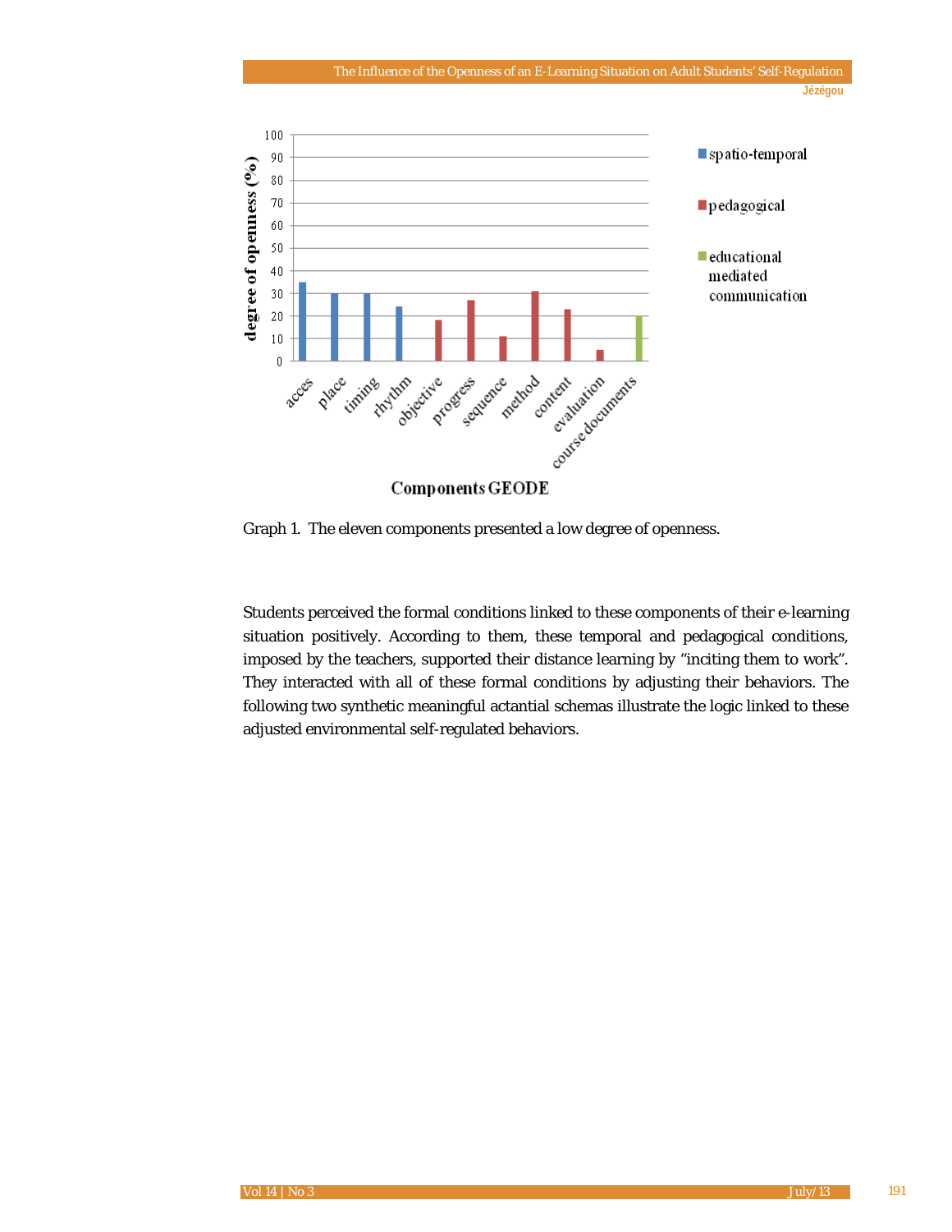Graph 1. The eleven components presented a low degree of openness.

Students perceived the formal conditions linked to these components of their e-learning situation positively. According to them, these temporal and pedagogical conditions, imposed by the teachers, supported their distance learning by “inciting them to work”. They interacted with all of these formal conditions by adjusting their behaviors. The following two synthetic meaningful actantial schemas illustrate the logic linked to these adjusted environmental self-regulated behaviors.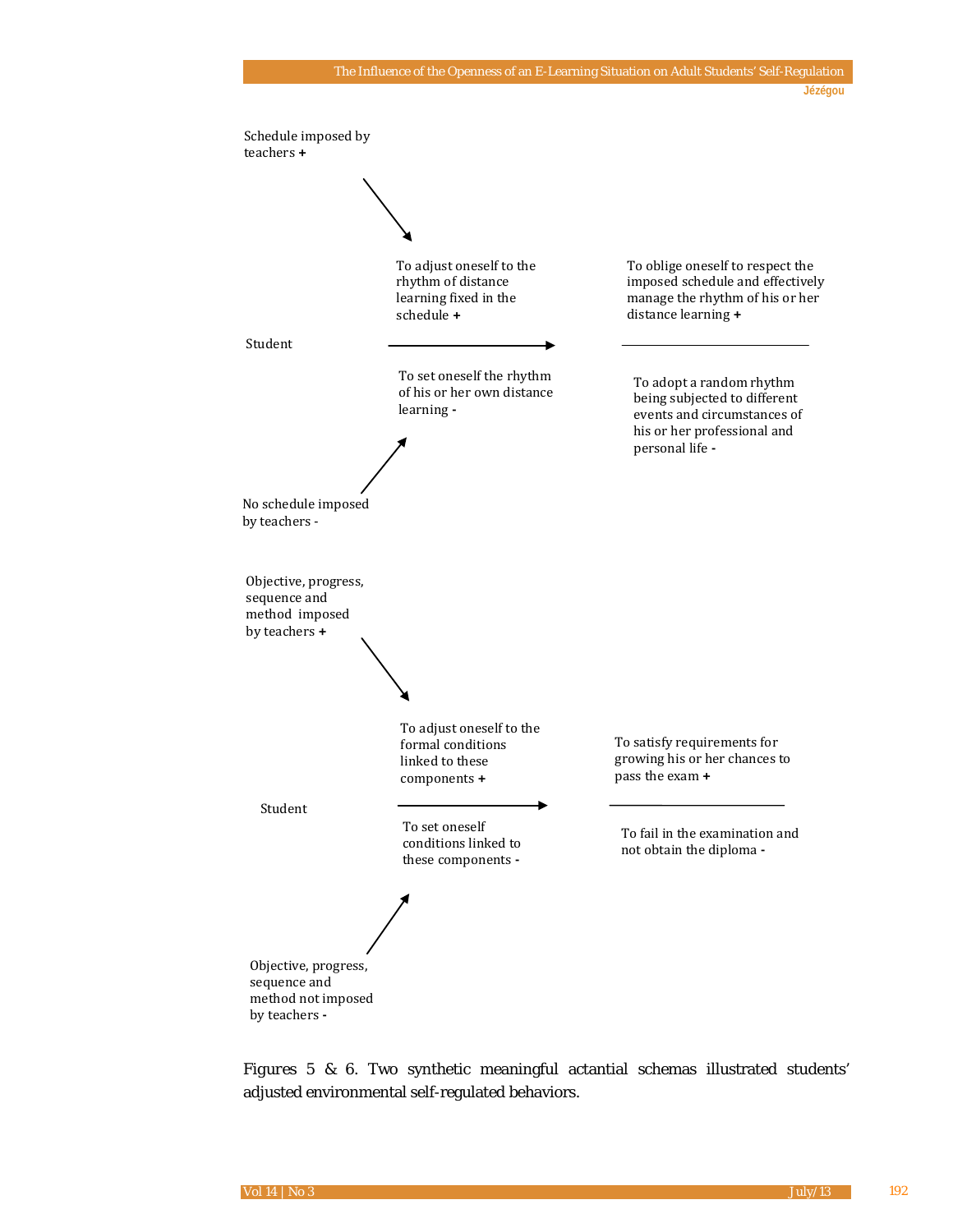Schedule imposed by teachers **+**

To adjust oneself to the rhythm of distance learning fixed in the schedule **+**

To oblige oneself to respect the imposed schedule and effectively manage the rhythm of his or her distance learning **+**

Student

To set oneself the rhythm of his or her own distance learning **-**

To adopt a random rhythm being subjected to different events and circumstances of his or her professional and personal life **-**

No schedule imposed by teachers **-**

Objective, progress, sequence and method imposed by teachers **+**

To adjust oneself to the formal conditions linked to these components **+**

To satisfy requirements for growing his or her chances to pass the exam **+**

Student

To set oneself conditions linked to these components **-**

To fail in the examination and not obtain the diploma **-**

Objective, progress, sequence and method not imposed by teachers **-**

Figures 5 & 6. Two synthetic meaningful actantial schemas illustrated students' adjusted environmental self-regulated behaviors.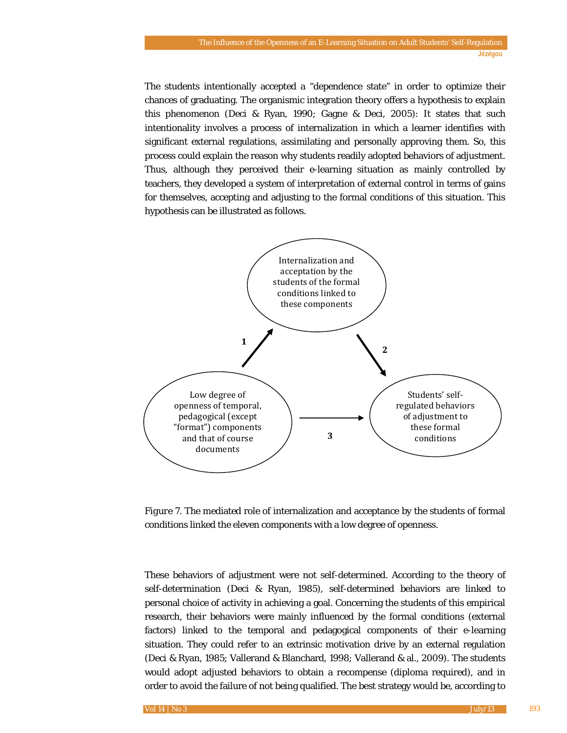The students intentionally accepted a “dependence state” in order to optimize their chances of graduating. The organismic integration theory offers a hypothesis to explain this phenomenon (Deci & Ryan, 1990; Gagne & Deci, 2005): It states that such intentionality involves a process of internalization in which a learner identifies with significant external regulations, assimilating and personally approving them. So, this process could explain the reason why students readily adopted behaviors of adjustment. Thus, although they perceived their e-learning situation as mainly controlled by teachers, they developed a system of interpretation of external control in terms of gains for themselves, accepting and adjusting to the formal conditions of this situation. This hypothesis can be illustrated as follows.

Internalization and acceptation by the students of the formal conditions linked to these components

1

2

Low degree of openness of temporal, pedagogical (except “format”) components and that of course documents

3

Students’ self-regulated behaviors of adjustment to these formal conditions

*Figure 7.* The mediated role of internalization and acceptance by the students of formal conditions linked the eleven components with a low degree of openness.

These behaviors of adjustment were not self-determined. According to the theory of self-determination (Deci & Ryan, 1985), self-determined behaviors are linked to personal choice of activity in achieving a goal. Concerning the students of this empirical research, their behaviors were mainly influenced by the formal conditions (external factors) linked to the temporal and pedagogical components of their e-learning situation. They could refer to an extrinsic motivation drive by an external regulation (Deci & Ryan, 1985; Vallerand & Blanchard, 1998; Vallerand & al., 2009). The students would adopt adjusted behaviors to obtain a recompense (diploma required), and in order to avoid the failure of not being qualified. The best strategy would be, according to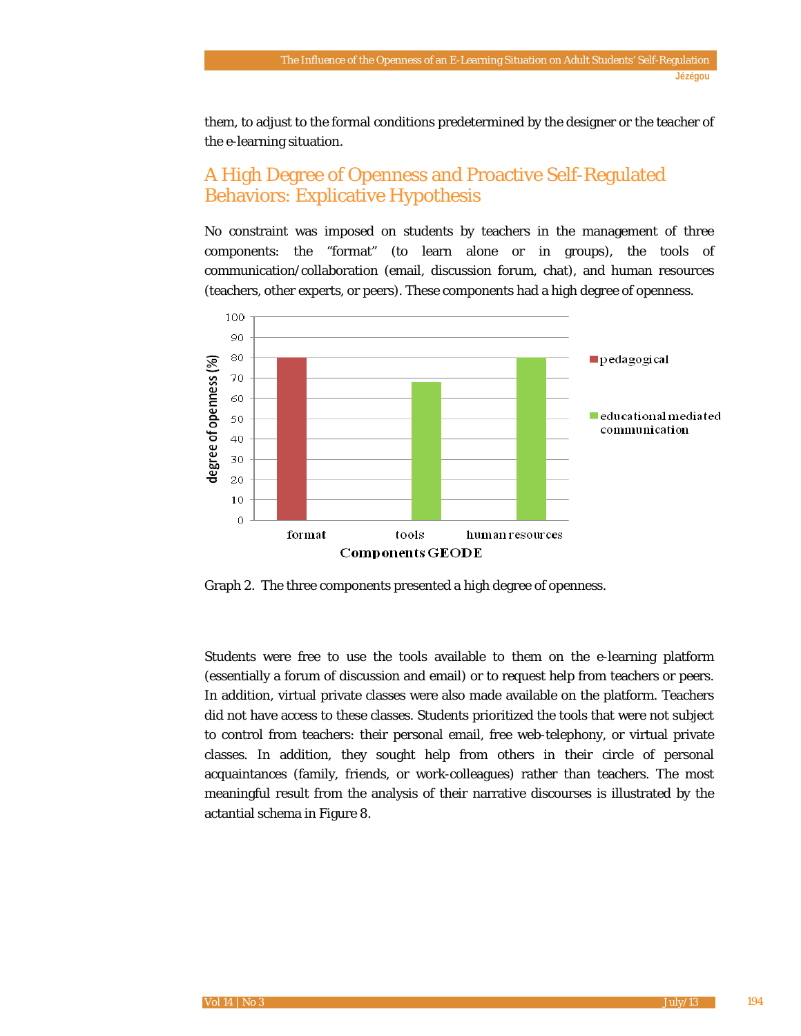them, to adjust to the formal conditions predetermined by the designer or the teacher of the e-learning situation.

## A High Degree of Openness and Proactive Self-Regulated Behaviors: Explicative Hypothesis

No constraint was imposed on students by teachers in the management of three components: the "format" (to learn alone or in groups), the tools of communication/collaboration (email, discussion forum, chat), and human resources (teachers, other experts, or peers). These components had a high degree of openness.

Graph 2. The three components presented a high degree of openness.

Students were free to use the tools available to them on the e-learning platform (essentially a forum of discussion and email) or to request help from teachers or peers. In addition, virtual private classes were also made available on the platform. Teachers did not have access to these classes. Students prioritized the tools that were not subject to control from teachers: their personal email, free web-telephony, or virtual private classes. In addition, they sought help from others in their circle of personal acquaintances (family, friends, or work-colleagues) rather than teachers. The most meaningful result from the analysis of their narrative discourses is illustrated by the actantial schema in Figure 8.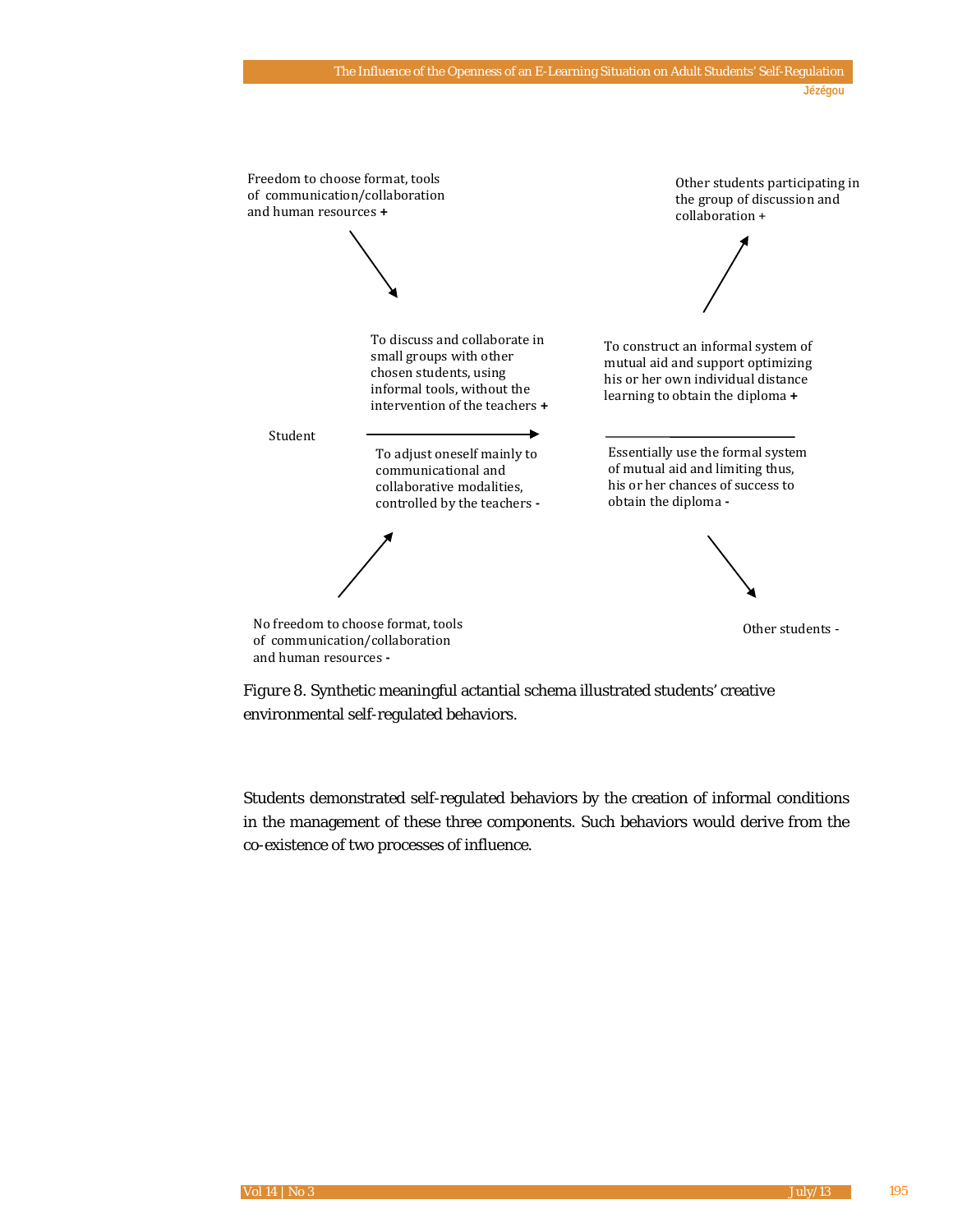Freedom to choose format, tools of communication/collaboration and human resources **+**

Other students participating in the group of discussion and collaboration +

To discuss and collaborate in small groups with other chosen students, using informal tools, without the intervention of the teachers **+**

To construct an informal system of mutual aid and support optimizing his or her own individual distance learning to obtain the diploma **+**

Student

To adjust oneself mainly to communicational and collaborative modalities, controlled by the teachers **-**

Essentially use the formal system of mutual aid and limiting thus, his or her chances of success to obtain the diploma **-**

No freedom to choose format, tools of communication/collaboration and human resources **-**

Other students -

*Figure 8.* Synthetic meaningful actantial schema illustrated students' creative environmental self-regulated behaviors.

Students demonstrated self-regulated behaviors by the creation of informal conditions in the management of these three components. Such behaviors would derive from the co-existence of two processes of influence.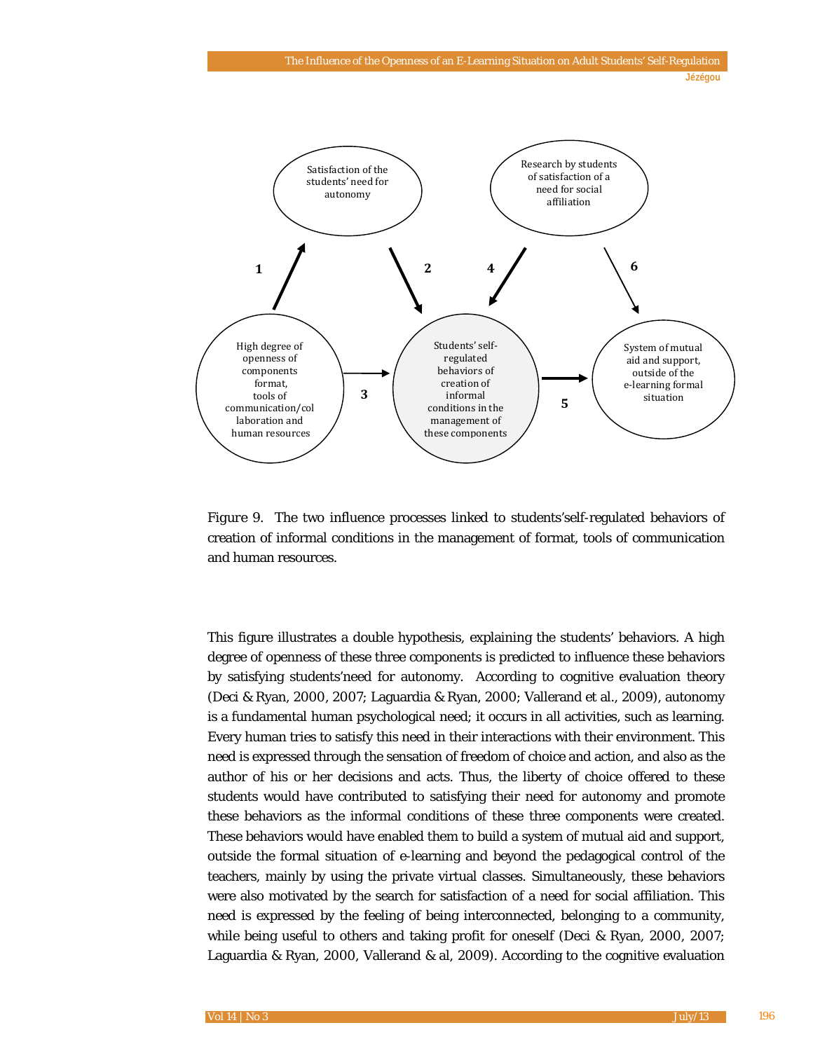*Figure 9.* The two influence processes linked to students'self-regulated behaviors of creation of informal conditions in the management of format, tools of communication and human resources.

This figure illustrates a double hypothesis, explaining the students' behaviors. A high degree of openness of these three components is predicted to influence these behaviors by satisfying students'need for autonomy. According to cognitive evaluation theory (Deci & Ryan, 2000, 2007; Laguardia & Ryan, 2000; Vallerand et al., 2009), autonomy is a fundamental human psychological need; it occurs in all activities, such as learning. Every human tries to satisfy this need in their interactions with their environment. This need is expressed through the sensation of freedom of choice and action, and also as the author of his or her decisions and acts. Thus, the liberty of choice offered to these students would have contributed to satisfying their need for autonomy and promote these behaviors as the informal conditions of these three components were created. These behaviors would have enabled them to build a system of mutual aid and support, outside the formal situation of e-learning and beyond the pedagogical control of the teachers, mainly by using the private virtual classes. Simultaneously, these behaviors were also motivated by the search for satisfaction of a need for social affiliation. This need is expressed by the feeling of being interconnected, belonging to a community, while being useful to others and taking profit for oneself (Deci & Ryan, 2000, 2007; Laguardia & Ryan, 2000, Vallerand & al, 2009). According to the cognitive evaluation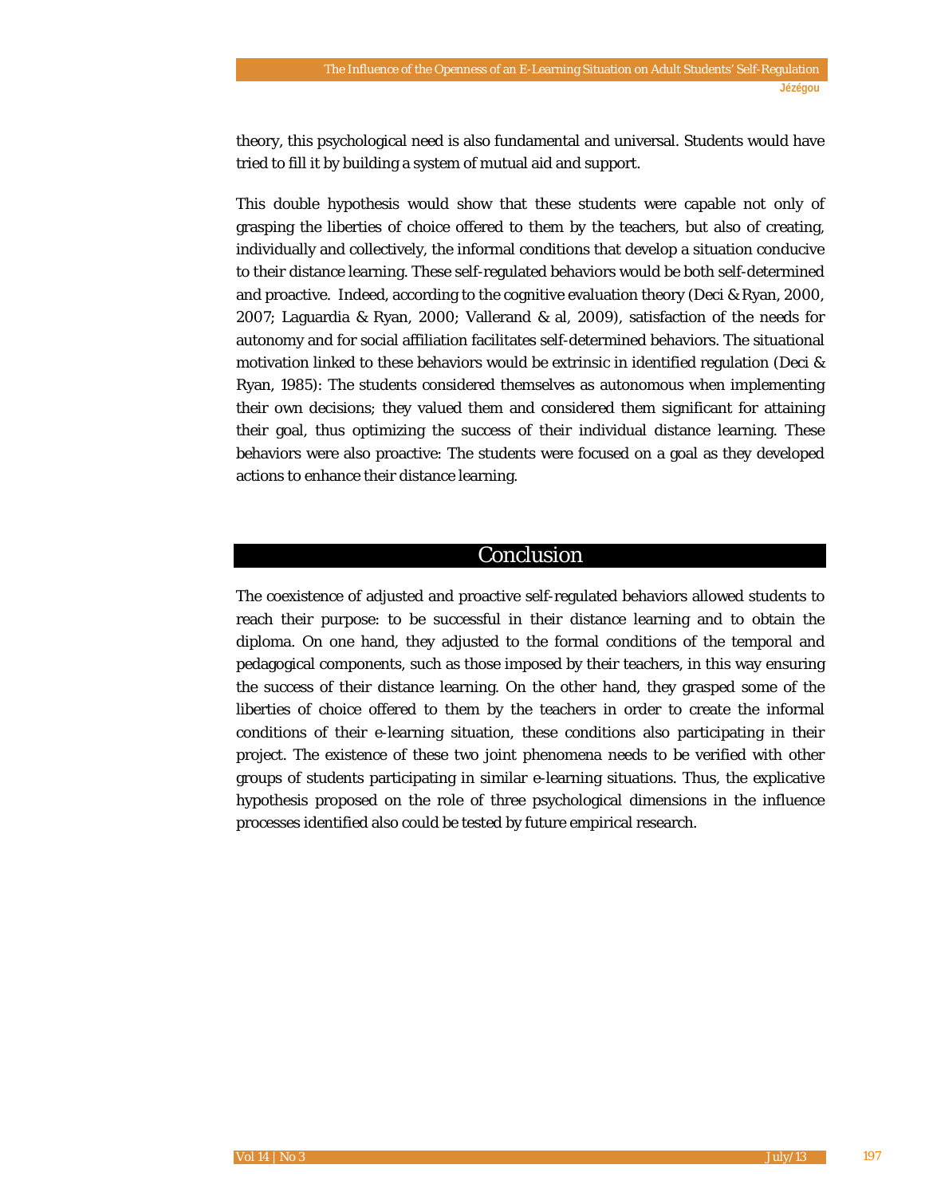theory, this psychological need is also fundamental and universal. Students would have tried to fill it by building a system of mutual aid and support.

This double hypothesis would show that these students were capable not only of grasping the liberties of choice offered to them by the teachers, but also of creating, individually and collectively, the informal conditions that develop a situation conducive to their distance learning. These self-regulated behaviors would be both self-determined and proactive. Indeed, according to the cognitive evaluation theory (Deci & Ryan, 2000, 2007; Laguardia & Ryan, 2000; Vallerand & al, 2009), satisfaction of the needs for autonomy and for social affiliation facilitates self-determined behaviors. The situational motivation linked to these behaviors would be extrinsic in identified regulation (Deci & Ryan, 1985): The students considered themselves as autonomous when implementing their own decisions; they valued them and considered them significant for attaining their goal, thus optimizing the success of their individual distance learning. These behaviors were also proactive: The students were focused on a goal as they developed actions to enhance their distance learning.

## Conclusion

The coexistence of adjusted and proactive self-regulated behaviors allowed students to reach their purpose: to be successful in their distance learning and to obtain the diploma. On one hand, they adjusted to the formal conditions of the temporal and pedagogical components, such as those imposed by their teachers, in this way ensuring the success of their distance learning. On the other hand, they grasped some of the liberties of choice offered to them by the teachers in order to create the informal conditions of their e-learning situation, these conditions also participating in their project. The existence of these two joint phenomena needs to be verified with other groups of students participating in similar e-learning situations. Thus, the explicative hypothesis proposed on the role of three psychological dimensions in the influence processes identified also could be tested by future empirical research.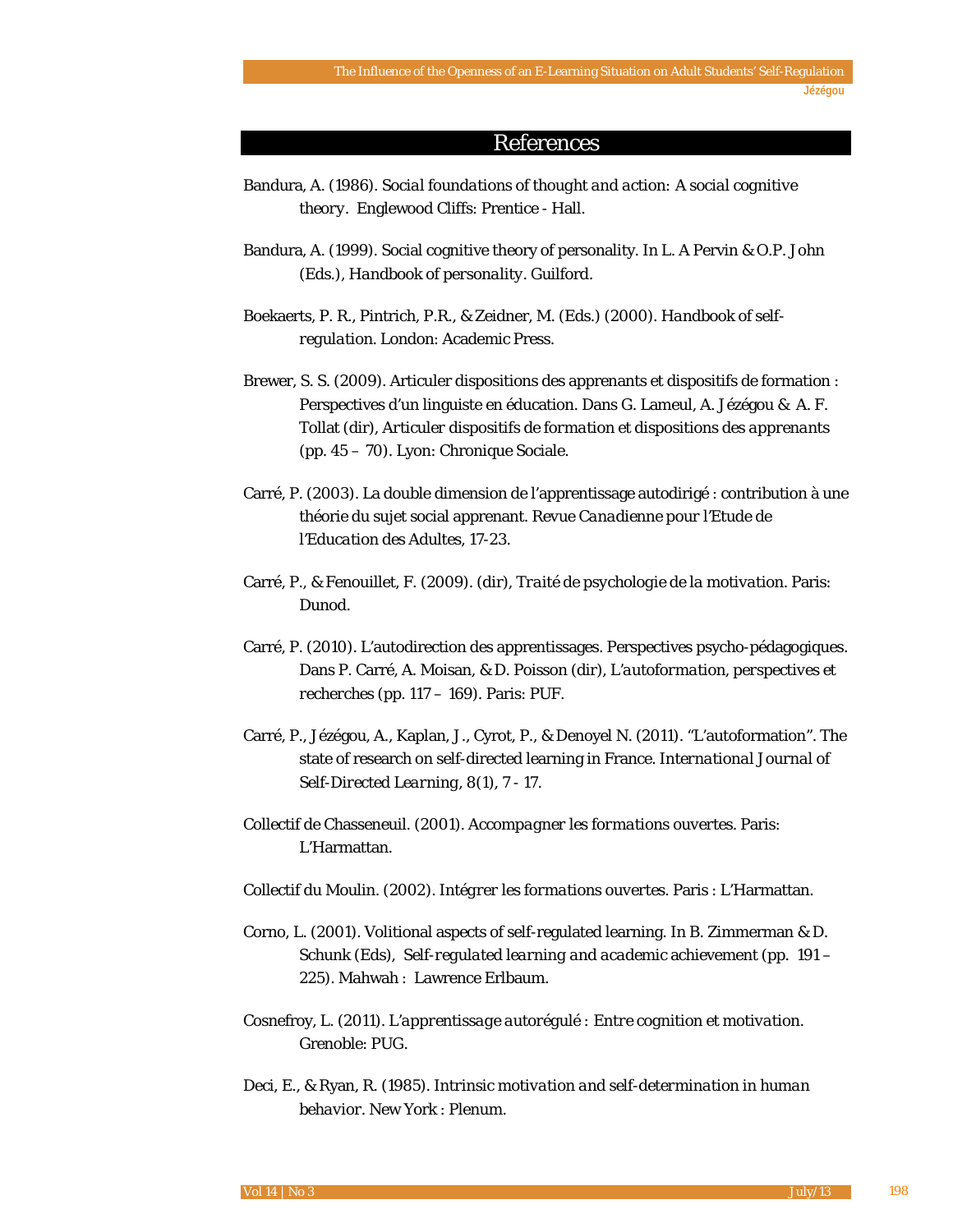# References

Bandura, A. (1986). *Social foundations of thought and action: A social cognitive theory*. Englewood Cliffs: Prentice - Hall.

Bandura, A. (1999). Social cognitive theory of personality. In L. A Pervin & O.P. John (Eds.), *Handbook of personality*. Guilford.

Boekaerts, P. R., Pintrich, P.R., & Zeidner, M. (Eds.) (2000). *Handbook of self-regulation*. London: Academic Press.

Brewer, S. S. (2009). Articuler dispositions des apprenants et dispositifs de formation : Perspectives d'un linguiste en éducation. Dans G. Lameul, A. Jézégou & A. F. Tollat (dir), *Articuler dispositifs de formation et dispositions des apprenants* (pp. 45 – 70). Lyon: Chronique Sociale.

Carré, P. (2003). La double dimension de l'apprentissage autodirigé : contribution à une théorie du sujet social apprenant. *Revue Canadienne pour l'Etude de l'Education des Adultes*, 17-23.

Carré, P., & Fenouillet, F. (2009). (dir), *Traité de psychologie de la motivation*. Paris: Dunod.

Carré, P. (2010). L'autodirection des apprentissages. Perspectives psycho-pédagogiques. Dans P. Carré, A. Moisan, & D. Poisson (dir), *L'autoformation, perspectives et recherches* (pp. 117 – 169). Paris: PUF.

Carré, P., Jézégou, A., Kaplan, J., Cyrot, P., & Denoyel N. (2011). "L'autoformation". The state of research on self-directed learning in France. *International Journal of Self-Directed Learning*, 8(1), 7 - 17.

Collectif de Chasseneuil. (2001). *Accompagner les formations ouvertes*. Paris: L'Harmattan.

Collectif du Moulin. (2002). *Intégrer les formations ouvertes*. Paris : L'Harmattan.

Corno, L. (2001). Volitional aspects of self-regulated learning. In B. Zimmerman & D. Schunk (Eds), *Self-regulated learning and academic achievement* (pp. 191 – 225). Mahwah : Lawrence Erlbaum.

Cosnefroy, L. (2011). *L'apprentissage autorégulé : Entre cognition et motivation*. Grenoble: PUG.

Deci, E., & Ryan, R. (1985). *Intrinsic motivation and self-determination in human behavior*. New York : Plenum.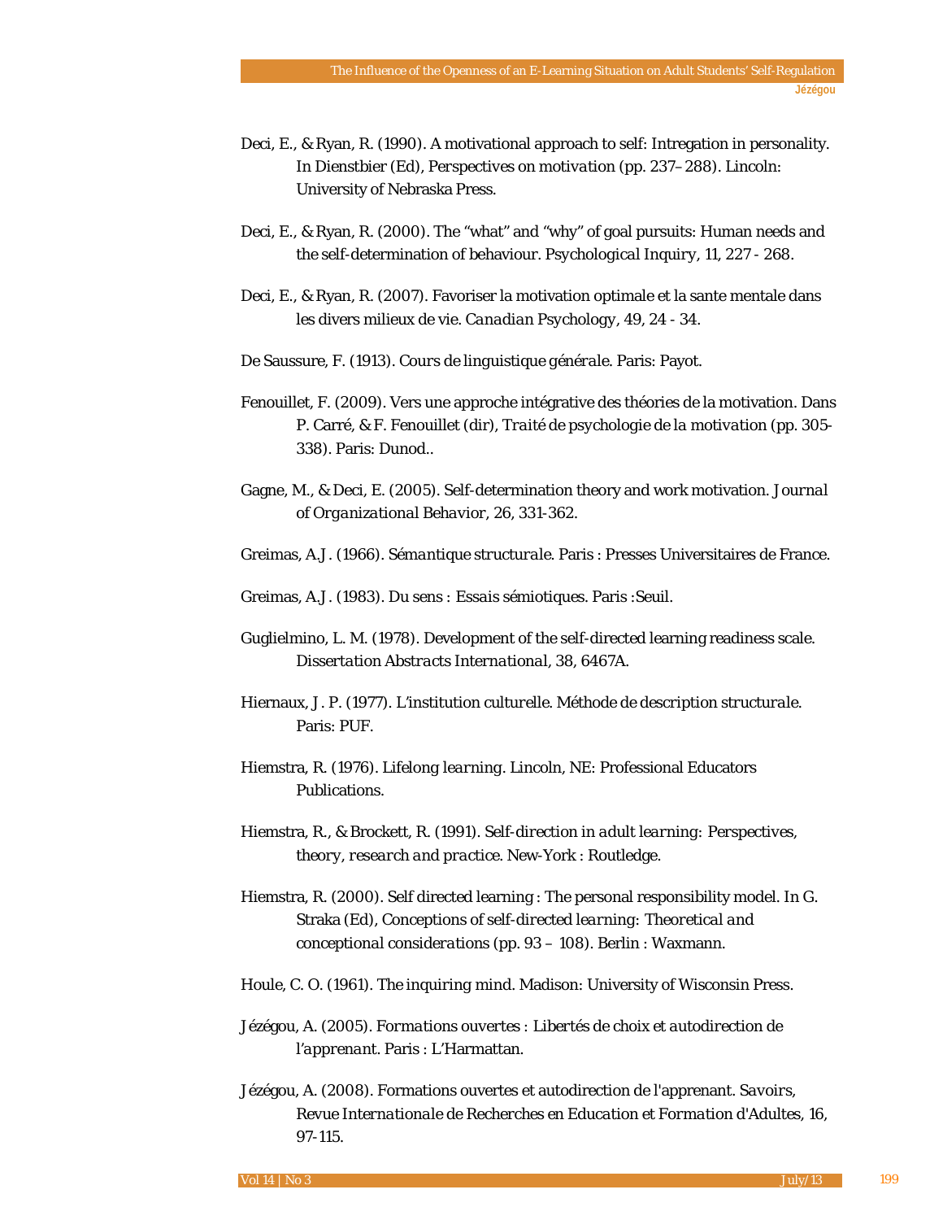Deci, E., & Ryan, R. (1990). A motivational approach to self: Intregation in personality. In Dienstbier (Ed), *Perspectives on motivation* (pp. 237–288). Lincoln: University of Nebraska Press.

Deci, E., & Ryan, R. (2000). The "what" and "why" of goal pursuits: Human needs and the self-determination of behaviour. *Psychological Inquiry*, 11, 227 - 268.

Deci, E., & Ryan, R. (2007). Favoriser la motivation optimale et la sante mentale dans les divers milieux de vie. *Canadian Psychology*, 49, 24 - 34.

De Saussure, F. (1913). *Cours de linguistique générale*. Paris: Payot.

Fenouillet, F. (2009). Vers une approche intégrative des théories de la motivation. Dans P. Carré, & F. Fenouillet (dir), *Traité de psychologie de la motivation* (pp. 305-338). Paris: Dunod..

Gagne, M., & Deci, E. (2005). Self-determination theory and work motivation. *Journal of Organizational Behavior*, 26, 331-362.

Greimas, A.J. (1966). *Sémantique structurale*. Paris : Presses Universitaires de France.

Greimas, A.J. (1983). *Du sens : Essais sémiotiques*. Paris :Seuil.

Guglielmino, L. M. (1978). Development of the self-directed learning readiness scale. *Dissertation Abstracts International*, 38, 6467A.

Hiernaux, J. P. (1977). *L'institution culturelle. Méthode de description structurale*. Paris: PUF.

Hiemstra, R. (1976). *Lifelong learning*. Lincoln, NE: Professional Educators Publications.

Hiemstra, R., & Brockett, R. (1991). *Self-direction in adult learning: Perspectives, theory, research and practice*. New-York : Routledge.

Hiemstra, R. (2000). Self directed learning : The personal responsibility model. In G. Straka (Ed), *Conceptions of self-directed learning: Theoretical and conceptional considerations* (pp. 93 – 108). Berlin : Waxmann.

Houle, C. O. (1961). *The inquiring mind*. Madison: University of Wisconsin Press.

Jézégou, A. (2005). *Formations ouvertes : Libertés de choix et autodirection de l'apprenant*. Paris : L'Harmattan.

Jézégou, A. (2008). Formations ouvertes et autodirection de l'apprenant. *Savoirs, Revue Internationale de Recherches en Education et Formation d'Adultes*, 16, 97-115.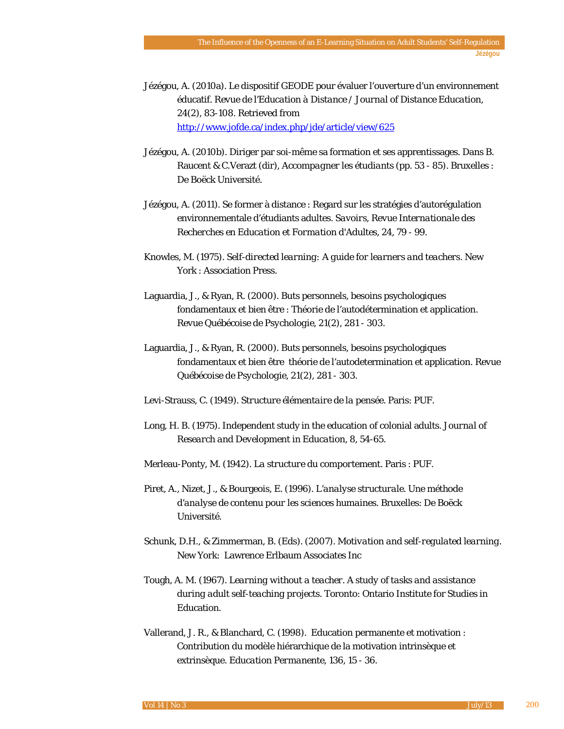Jézégou, A. (2010a). Le dispositif GEODE pour évaluer l'ouverture d'un environnement éducatif. *Revue de l'Education à Distance / Journal of Distance Education*, 24(2), 83-108. Retrieved from http://www.jofde.ca/index.php/jde/article/view/625

Jézégou, A. (2010b). Diriger par soi-même sa formation et ses apprentissages. Dans B. Raucent & C.Verazt (dir), *Accompagner les étudiants* (pp. 53 - 85). Bruxelles : De Boëck Université.

Jézégou, A. (2011). Se former à distance : Regard sur les stratégies d'autorégulation environnementale d'étudiants adultes. *Savoirs, Revue Internationale des Recherches en Education et Formation d'Adultes*, 24, 79 - 99.

Knowles, M. (1975). *Self-directed learning: A guide for learners and teachers*. New York : Association Press.

Laguardia, J., & Ryan, R. (2000). Buts personnels, besoins psychologiques fondamentaux et bien être : Théorie de l'autodétermination et application. Revue Québécoise de Psychologie, 21(2), 281 - 303.

Laguardia, J., & Ryan, R. (2000). Buts personnels, besoins psychologiques fondamentaux et bien être théorie de l'autodetermination et application. Revue Québécoise de Psychologie, 21(2), 281 - 303.

Levi-Strauss, C. (1949). *Structure élémentaire de la pensée*. Paris: PUF.

Long, H. B. (1975). Independent study in the education of colonial adults. *Journal of Research and Development in Education*, 8, 54-65.

Merleau-Ponty, M. (1942). *La structure du comportement*. Paris : PUF.

Piret, A., Nizet, J., & Bourgeois, E. (1996). *L'analyse structurale. Une méthode d'analyse de contenu pour les sciences humaines*. Bruxelles: De Boëck Université.

Schunk, D.H., & Zimmerman, B. (Eds). (2007). *Motivation and self-regulated learning*. New York: Lawrence Erlbaum Associates Inc

Tough, A. M. (1967). *Learning without a teacher. A study of tasks and assistance during adult self-teaching projects*. Toronto: Ontario Institute for Studies in Education.

Vallerand, J. R., & Blanchard, C. (1998). Education permanente et motivation : Contribution du modèle hiérarchique de la motivation intrinsèque et extrinsèque. *Education Permanente*, 136, 15 - 36.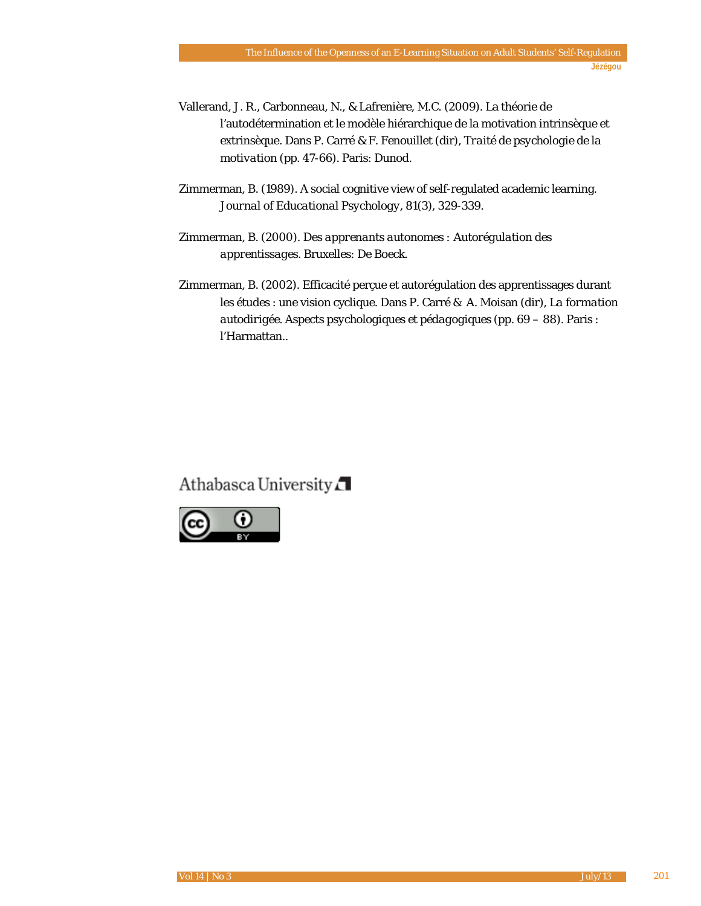Vallerand, J. R., Carbonneau, N., & Lafrenière, M.C. (2009). La théorie de l'autodétermination et le modèle hiérarchique de la motivation intrinsèque et extrinsèque. Dans P. Carré & F. Fenouillet (dir), *Traité de psychologie de la motivation* (pp. 47-66). Paris: Dunod.

Zimmerman, B. (1989). A social cognitive view of self-regulated academic learning. *Journal of Educational Psychology, 81*(3), 329-339.

Zimmerman, B. (2000). *Des apprenants autonomes : Autorégulation des apprentissages*. Bruxelles: De Boeck.

Zimmerman, B. (2002). Efficacité perçue et autorégulation des apprentissages durant les études : une vision cyclique. Dans P. Carré & A. Moisan (dir), *La formation autodirigée. Aspects psychologiques et pédagogiques* (pp. 69 – 88). Paris : l'Harmattan..

Athabasca University